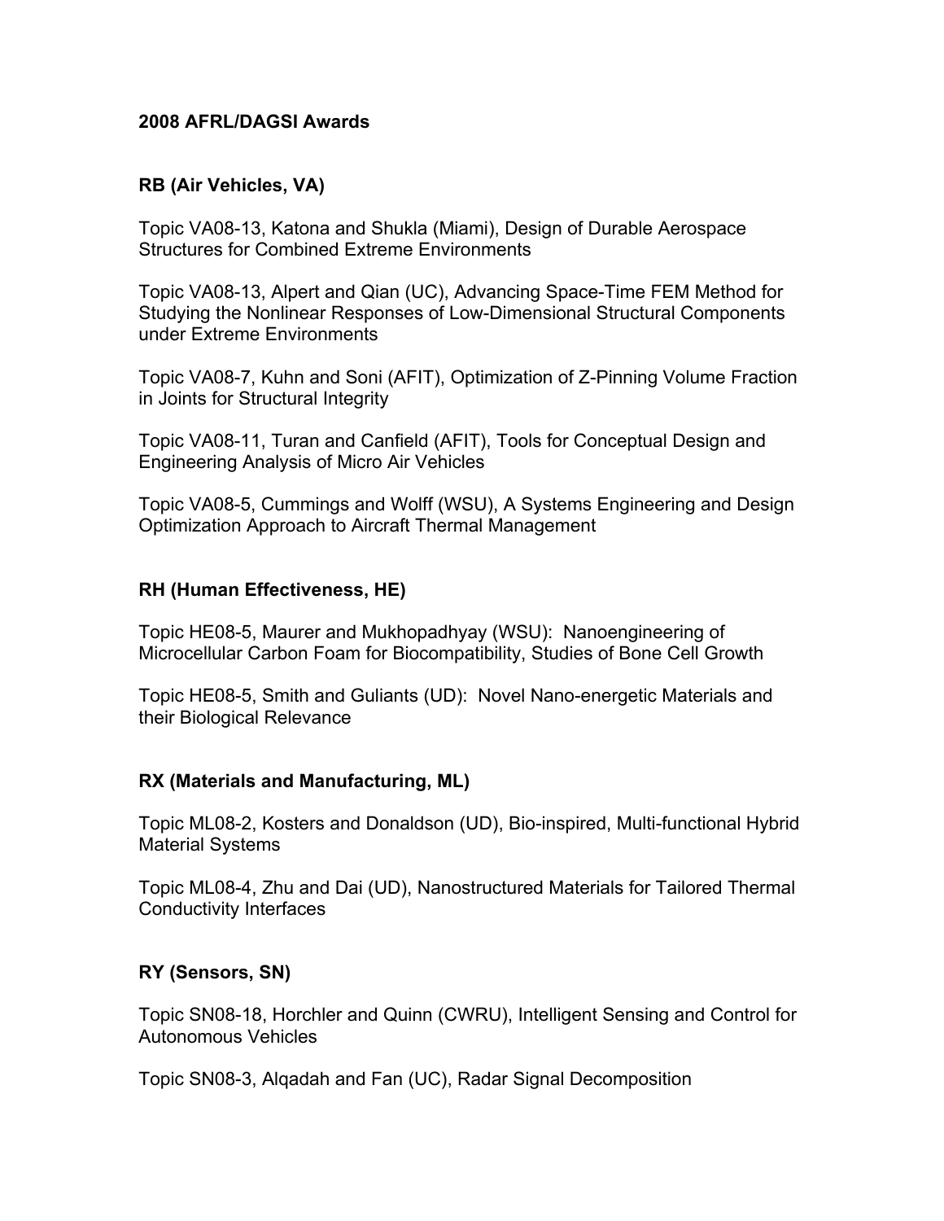# 2008 AFRL/DAGSI Awards

## RB (Air Vehicles, VA)

Topic VA08-13, Katona and Shukla (Miami), Design of Durable Aerospace Structures for Combined Extreme Environments

Topic VA08-13, Alpert and Qian (UC), Advancing Space-Time FEM Method for Studying the Nonlinear Responses of Low-Dimensional Structural Components under Extreme Environments

Topic VA08-7, Kuhn and Soni (AFIT), Optimization of Z-Pinning Volume Fraction in Joints for Structural Integrity

Topic VA08-11, Turan and Canfield (AFIT), Tools for Conceptual Design and Engineering Analysis of Micro Air Vehicles

Topic VA08-5, Cummings and Wolff (WSU), A Systems Engineering and Design Optimization Approach to Aircraft Thermal Management

## RH (Human Effectiveness, HE)

Topic HE08-5, Maurer and Mukhopadhyay (WSU): Nanoengineering of Microcellular Carbon Foam for Biocompatibility, Studies of Bone Cell Growth

Topic HE08-5, Smith and Guliants (UD): Novel Nano-energetic Materials and their Biological Relevance

## RX (Materials and Manufacturing, ML)

Topic ML08-2, Kosters and Donaldson (UD), Bio-inspired, Multi-functional Hybrid Material Systems

Topic ML08-4, Zhu and Dai (UD), Nanostructured Materials for Tailored Thermal Conductivity Interfaces

## RY (Sensors, SN)

Topic SN08-18, Horchler and Quinn (CWRU), Intelligent Sensing and Control for Autonomous Vehicles

Topic SN08-3, Alqadah and Fan (UC), Radar Signal Decomposition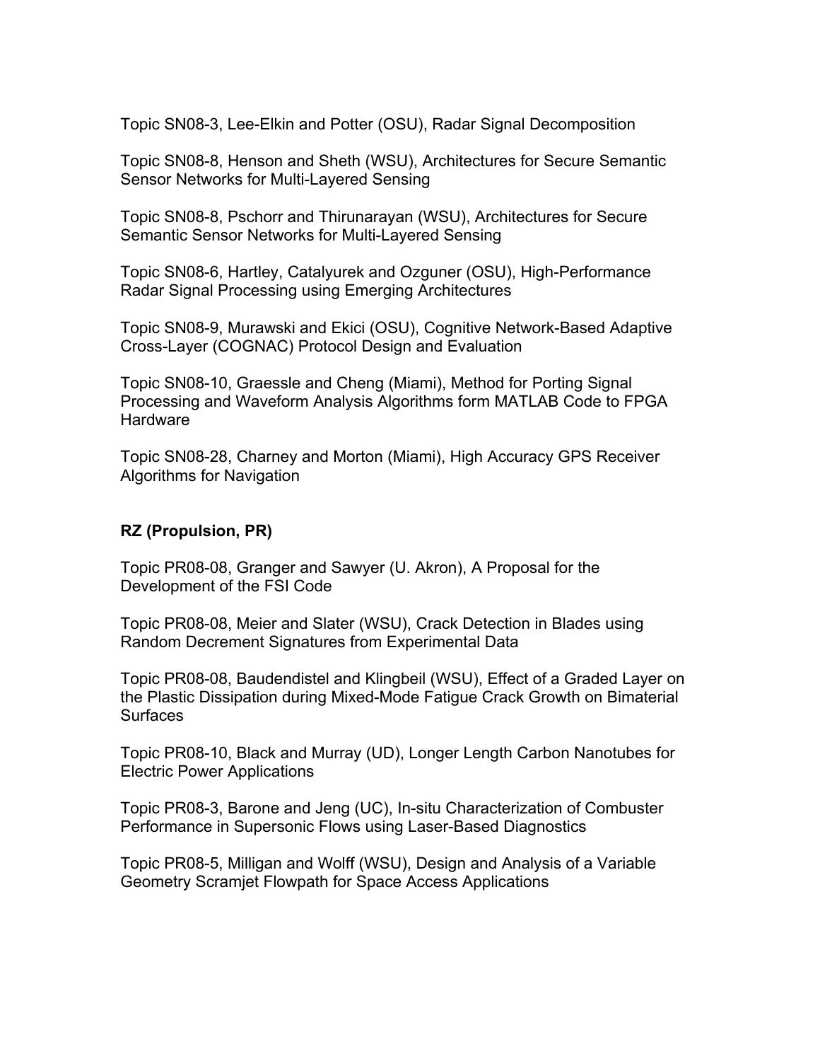Topic SN08-3, Lee-Elkin and Potter (OSU), Radar Signal Decomposition

Topic SN08-8, Henson and Sheth (WSU), Architectures for Secure Semantic Sensor Networks for Multi-Layered Sensing

Topic SN08-8, Pschorr and Thirunarayan (WSU), Architectures for Secure Semantic Sensor Networks for Multi-Layered Sensing

Topic SN08-6, Hartley, Catalyurek and Ozguner (OSU), High-Performance Radar Signal Processing using Emerging Architectures

Topic SN08-9, Murawski and Ekici (OSU), Cognitive Network-Based Adaptive Cross-Layer (COGNAC) Protocol Design and Evaluation

Topic SN08-10, Graessle and Cheng (Miami), Method for Porting Signal Processing and Waveform Analysis Algorithms form MATLAB Code to FPGA Hardware

Topic SN08-28, Charney and Morton (Miami), High Accuracy GPS Receiver Algorithms for Navigation

**RZ (Propulsion, PR)**

Topic PR08-08, Granger and Sawyer (U. Akron), A Proposal for the Development of the FSI Code

Topic PR08-08, Meier and Slater (WSU), Crack Detection in Blades using Random Decrement Signatures from Experimental Data

Topic PR08-08, Baudendistel and Klingbeil (WSU), Effect of a Graded Layer on the Plastic Dissipation during Mixed-Mode Fatigue Crack Growth on Bimaterial Surfaces

Topic PR08-10, Black and Murray (UD), Longer Length Carbon Nanotubes for Electric Power Applications

Topic PR08-3, Barone and Jeng (UC), In-situ Characterization of Combuster Performance in Supersonic Flows using Laser-Based Diagnostics

Topic PR08-5, Milligan and Wolff (WSU), Design and Analysis of a Variable Geometry Scramjet Flowpath for Space Access Applications